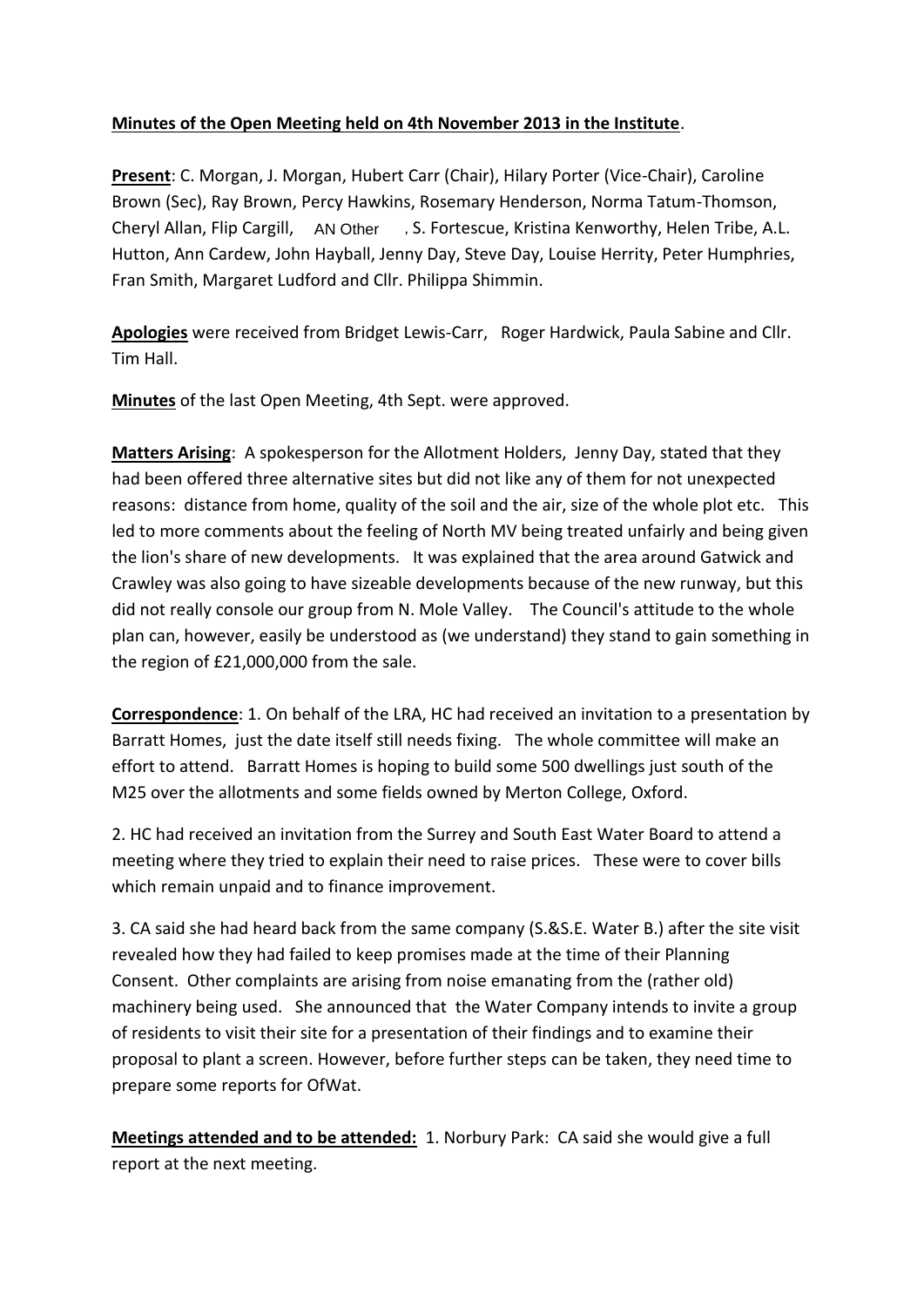**Minutes of the Open Meeting held on 4th November 2013 in the Institute**.

**Present**: C. Morgan, J. Morgan, Hubert Carr (Chair), Hilary Porter (Vice-Chair), Caroline Brown (Sec), Ray Brown, Percy Hawkins, Rosemary Henderson, Norma Tatum-Thomson, Cheryl Allan, Flip Cargill, AN Other , S. Fortescue, Kristina Kenworthy, Helen Tribe, A.L. Hutton, Ann Cardew, John Hayball, Jenny Day, Steve Day, Louise Herrity, Peter Humphries, Fran Smith, Margaret Ludford and Cllr. Philippa Shimmin.

**Apologies** were received from Bridget Lewis-Carr, Roger Hardwick, Paula Sabine and Cllr. Tim Hall.

**Minutes** of the last Open Meeting, 4th Sept. were approved.

**Matters Arising**: A spokesperson for the Allotment Holders, Jenny Day, stated that they had been offered three alternative sites but did not like any of them for not unexpected reasons: distance from home, quality of the soil and the air, size of the whole plot etc. This led to more comments about the feeling of North MV being treated unfairly and being given the lion's share of new developments. It was explained that the area around Gatwick and Crawley was also going to have sizeable developments because of the new runway, but this did not really console our group from N. Mole Valley. The Council's attitude to the whole plan can, however, easily be understood as (we understand) they stand to gain something in the region of £21,000,000 from the sale.

**Correspondence**: 1. On behalf of the LRA, HC had received an invitation to a presentation by Barratt Homes, just the date itself still needs fixing. The whole committee will make an effort to attend. Barratt Homes is hoping to build some 500 dwellings just south of the M25 over the allotments and some fields owned by Merton College, Oxford.

2. HC had received an invitation from the Surrey and South East Water Board to attend a meeting where they tried to explain their need to raise prices. These were to cover bills which remain unpaid and to finance improvement.

3. CA said she had heard back from the same company (S.&S.E. Water B.) after the site visit revealed how they had failed to keep promises made at the time of their Planning Consent. Other complaints are arising from noise emanating from the (rather old) machinery being used. She announced that the Water Company intends to invite a group of residents to visit their site for a presentation of their findings and to examine their proposal to plant a screen. However, before further steps can be taken, they need time to prepare some reports for OfWat.

**Meetings attended and to be attended:** 1. Norbury Park: CA said she would give a full report at the next meeting.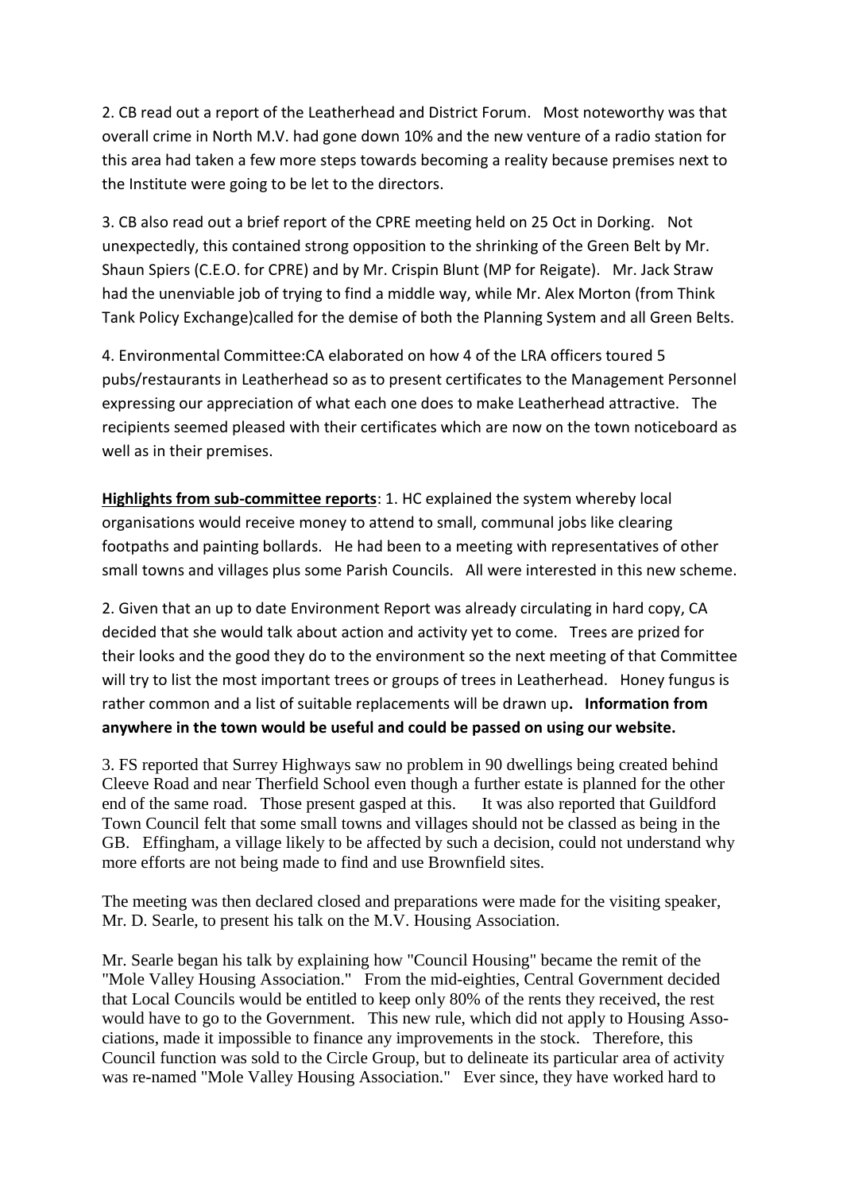2. CB read out a report of the Leatherhead and District Forum. Most noteworthy was that overall crime in North M.V. had gone down 10% and the new venture of a radio station for this area had taken a few more steps towards becoming a reality because premises next to the Institute were going to be let to the directors.

3. CB also read out a brief report of the CPRE meeting held on 25 Oct in Dorking. Not unexpectedly, this contained strong opposition to the shrinking of the Green Belt by Mr. Shaun Spiers (C.E.O. for CPRE) and by Mr. Crispin Blunt (MP for Reigate). Mr. Jack Straw had the unenviable job of trying to find a middle way, while Mr. Alex Morton (from Think Tank Policy Exchange)called for the demise of both the Planning System and all Green Belts.

4. Environmental Committee:CA elaborated on how 4 of the LRA officers toured 5 pubs/restaurants in Leatherhead so as to present certificates to the Management Personnel expressing our appreciation of what each one does to make Leatherhead attractive. The recipients seemed pleased with their certificates which are now on the town noticeboard as well as in their premises.

**Highlights from sub-committee reports**: 1. HC explained the system whereby local organisations would receive money to attend to small, communal jobs like clearing footpaths and painting bollards. He had been to a meeting with representatives of other small towns and villages plus some Parish Councils. All were interested in this new scheme.

2. Given that an up to date Environment Report was already circulating in hard copy, CA decided that she would talk about action and activity yet to come. Trees are prized for their looks and the good they do to the environment so the next meeting of that Committee will try to list the most important trees or groups of trees in Leatherhead. Honey fungus is rather common and a list of suitable replacements will be drawn up**. Information from anywhere in the town would be useful and could be passed on using our website.**

3. FS reported that Surrey Highways saw no problem in 90 dwellings being created behind Cleeve Road and near Therfield School even though a further estate is planned for the other end of the same road. Those present gasped at this. It was also reported that Guildford Town Council felt that some small towns and villages should not be classed as being in the GB. Effingham, a village likely to be affected by such a decision, could not understand why more efforts are not being made to find and use Brownfield sites.

The meeting was then declared closed and preparations were made for the visiting speaker, Mr. D. Searle, to present his talk on the M.V. Housing Association.

Mr. Searle began his talk by explaining how "Council Housing" became the remit of the "Mole Valley Housing Association." From the mid-eighties, Central Government decided that Local Councils would be entitled to keep only 80% of the rents they received, the rest would have to go to the Government. This new rule, which did not apply to Housing Associations, made it impossible to finance any improvements in the stock. Therefore, this Council function was sold to the Circle Group, but to delineate its particular area of activity was re-named "Mole Valley Housing Association." Ever since, they have worked hard to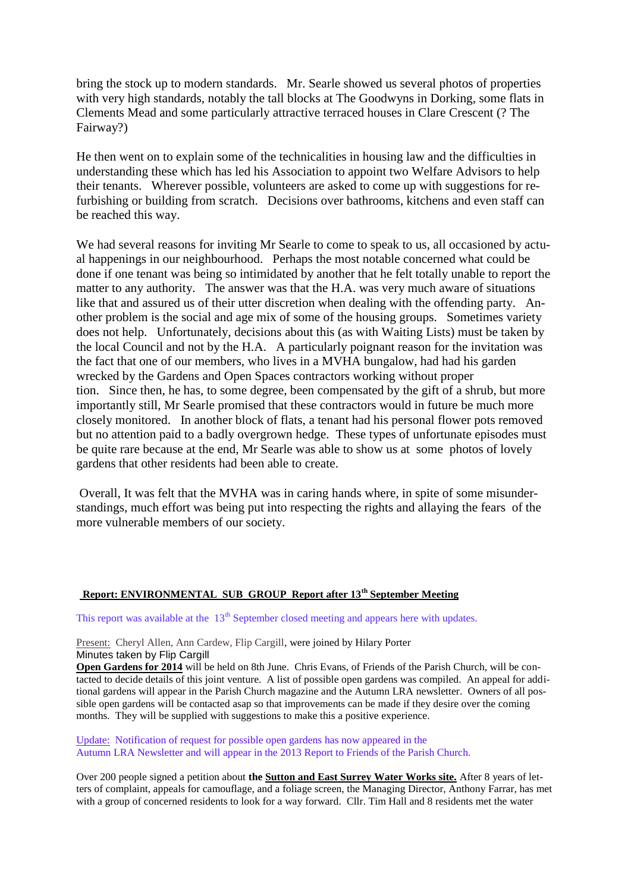bring the stock up to modern standards. Mr. Searle showed us several photos of properties with very high standards, notably the tall blocks at The Goodwyns in Dorking, some flats in Clements Mead and some particularly attractive terraced houses in Clare Crescent (? The Fairway?)

He then went on to explain some of the technicalities in housing law and the difficulties in understanding these which has led his Association to appoint two Welfare Advisors to help their tenants. Wherever possible, volunteers are asked to come up with suggestions for re-furbishing or building from scratch. Decisions over bathrooms, kitchens and even staff can be reached this way.

We had several reasons for inviting Mr Searle to come to speak to us, all occasioned by actual happenings in our neighbourhood. Perhaps the most notable concerned what could be done if one tenant was being so intimidated by another that he felt totally unable to report the matter to any authority. The answer was that the H.A. was very much aware of situations like that and assured us of their utter discretion when dealing with the offending party. Another problem is the social and age mix of some of the housing groups. Sometimes variety does not help. Unfortunately, decisions about this (as with Waiting Lists) must be taken by the local Council and not by the H.A. A particularly poignant reason for the invitation was the fact that one of our members, who lives in a MVHA bungalow, had had his garden wrecked by the Gardens and Open Spaces contractors working without proper tion. Since then, he has, to some degree, been compensated by the gift of a shrub, but more importantly still, Mr Searle promised that these contractors would in future be much more closely monitored. In another block of flats, a tenant had his personal flower pots removed but no attention paid to a badly overgrown hedge. These types of unfortunate episodes must be quite rare because at the end, Mr Searle was able to show us at some photos of lovely gardens that other residents had been able to create.

Overall, It was felt that the MVHA was in caring hands where, in spite of some misunderstandings, much effort was being put into respecting the rights and allaying the fears of the more vulnerable members of our society.

## Report: ENVIRONMENTAL SUB GROUP Report after 13th September Meeting

This report was available at the 13th September closed meeting and appears here with updates.

Present: Cheryl Allen, Ann Cardew, Flip Cargill, were joined by Hilary Porter
Minutes taken by Flip Cargill

**Open Gardens for 2014** will be held on 8th June. Chris Evans, of Friends of the Parish Church, will be contacted to decide details of this joint venture. A list of possible open gardens was compiled. An appeal for additional gardens will appear in the Parish Church magazine and the Autumn LRA newsletter. Owners of all possible open gardens will be contacted asap so that improvements can be made if they desire over the coming months. They will be supplied with suggestions to make this a positive experience.

Update: Notification of request for possible open gardens has now appeared in the Autumn LRA Newsletter and will appear in the 2013 Report to Friends of the Parish Church.

Over 200 people signed a petition about **the Sutton and East Surrey Water Works site.** After 8 years of letters of complaint, appeals for camouflage, and a foliage screen, the Managing Director, Anthony Farrar, has met with a group of concerned residents to look for a way forward. Cllr. Tim Hall and 8 residents met the water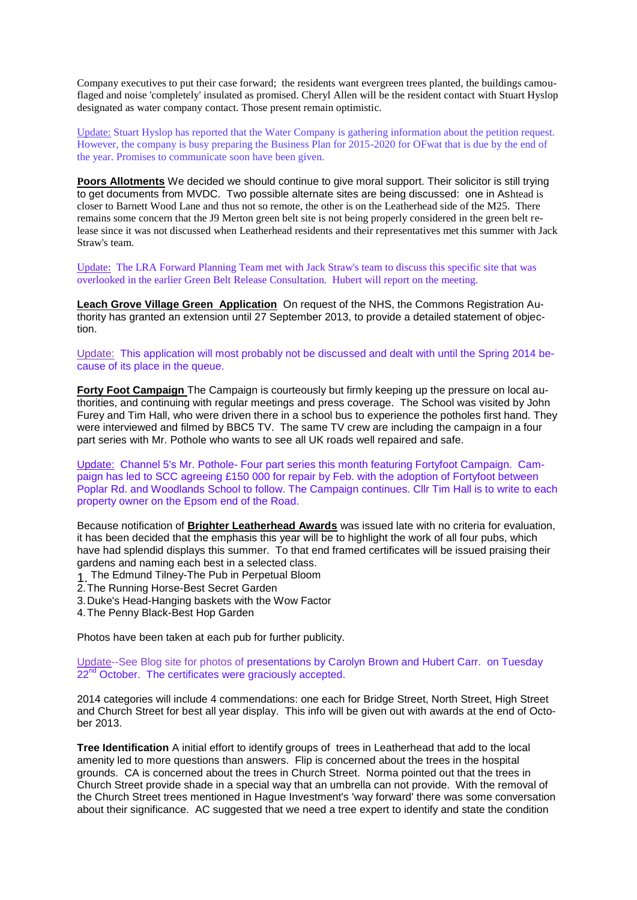Company executives to put their case forward; the residents want evergreen trees planted, the buildings camouflaged and noise 'completely' insulated as promised. Cheryl Allen will be the resident contact with Stuart Hyslop designated as water company contact. Those present remain optimistic.

Update: Stuart Hyslop has reported that the Water Company is gathering information about the petition request. However, the company is busy preparing the Business Plan for 2015-2020 for OFwat that is due by the end of the year. Promises to communicate soon have been given.

**Poors Allotments** We decided we should continue to give moral support. Their solicitor is still trying to get documents from MVDC. Two possible alternate sites are being discussed: one in Ashtead is closer to Barnett Wood Lane and thus not so remote, the other is on the Leatherhead side of the M25. There remains some concern that the J9 Merton green belt site is not being properly considered in the green belt release since it was not discussed when Leatherhead residents and their representatives met this summer with Jack Straw's team.

Update: The LRA Forward Planning Team met with Jack Straw's team to discuss this specific site that was overlooked in the earlier Green Belt Release Consultation. Hubert will report on the meeting.

**Leach Grove Village Green Application** On request of the NHS, the Commons Registration Authority has granted an extension until 27 September 2013, to provide a detailed statement of objection.

Update: This application will most probably not be discussed and dealt with until the Spring 2014 because of its place in the queue.

**Forty Foot Campaign** The Campaign is courteously but firmly keeping up the pressure on local authorities, and continuing with regular meetings and press coverage. The School was visited by John Furey and Tim Hall, who were driven there in a school bus to experience the potholes first hand. They were interviewed and filmed by BBC5 TV. The same TV crew are including the campaign in a four part series with Mr. Pothole who wants to see all UK roads well repaired and safe.

Update: Channel 5's Mr. Pothole- Four part series this month featuring Fortyfoot Campaign. Campaign has led to SCC agreeing £150 000 for repair by Feb. with the adoption of Fortyfoot between Poplar Rd. and Woodlands School to follow. The Campaign continues. Cllr Tim Hall is to write to each property owner on the Epsom end of the Road.

Because notification of **Brighter Leatherhead Awards** was issued late with no criteria for evaluation, it has been decided that the emphasis this year will be to highlight the work of all four pubs, which have had splendid displays this summer. To that end framed certificates will be issued praising their gardens and naming each best in a selected class.

1. The Edmund Tilney-The Pub in Perpetual Bloom
2. The Running Horse-Best Secret Garden
3. Duke's Head-Hanging baskets with the Wow Factor
4. The Penny Black-Best Hop Garden

Photos have been taken at each pub for further publicity.

Update--See Blog site for photos of presentations by Carolyn Brown and Hubert Carr. on Tuesday 22nd October. The certificates were graciously accepted.

2014 categories will include 4 commendations: one each for Bridge Street, North Street, High Street and Church Street for best all year display. This info will be given out with awards at the end of October 2013.

**Tree Identification** A initial effort to identify groups of trees in Leatherhead that add to the local amenity led to more questions than answers. Flip is concerned about the trees in the hospital grounds. CA is concerned about the trees in Church Street. Norma pointed out that the trees in Church Street provide shade in a special way that an umbrella can not provide. With the removal of the Church Street trees mentioned in Hague Investment's 'way forward' there was some conversation about their significance. AC suggested that we need a tree expert to identify and state the condition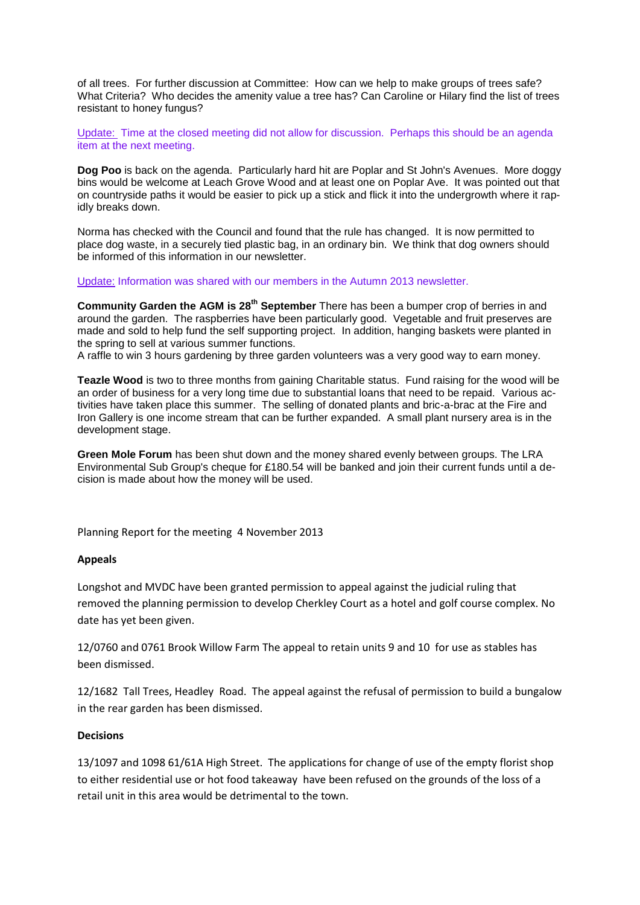of all trees. For further discussion at Committee: How can we help to make groups of trees safe? What Criteria? Who decides the amenity value a tree has? Can Caroline or Hilary find the list of trees resistant to honey fungus?

Update: Time at the closed meeting did not allow for discussion. Perhaps this should be an agenda item at the next meeting.

**Dog Poo** is back on the agenda. Particularly hard hit are Poplar and St John's Avenues. More doggy bins would be welcome at Leach Grove Wood and at least one on Poplar Ave. It was pointed out that on countryside paths it would be easier to pick up a stick and flick it into the undergrowth where it rapidly breaks down.

Norma has checked with the Council and found that the rule has changed. It is now permitted to place dog waste, in a securely tied plastic bag, in an ordinary bin. We think that dog owners should be informed of this information in our newsletter.

Update: Information was shared with our members in the Autumn 2013 newsletter.

**Community Garden the AGM is 28th September** There has been a bumper crop of berries in and around the garden. The raspberries have been particularly good. Vegetable and fruit preserves are made and sold to help fund the self supporting project. In addition, hanging baskets were planted in the spring to sell at various summer functions.
A raffle to win 3 hours gardening by three garden volunteers was a very good way to earn money.

**Teazle Wood** is two to three months from gaining Charitable status. Fund raising for the wood will be an order of business for a very long time due to substantial loans that need to be repaid. Various activities have taken place this summer. The selling of donated plants and bric-a-brac at the Fire and Iron Gallery is one income stream that can be further expanded. A small plant nursery area is in the development stage.

**Green Mole Forum** has been shut down and the money shared evenly between groups. The LRA Environmental Sub Group's cheque for £180.54 will be banked and join their current funds until a decision is made about how the money will be used.

Planning Report for the meeting 4 November 2013

**Appeals**

Longshot and MVDC have been granted permission to appeal against the judicial ruling that removed the planning permission to develop Cherkley Court as a hotel and golf course complex. No date has yet been given.

12/0760 and 0761 Brook Willow Farm The appeal to retain units 9 and 10 for use as stables has been dismissed.

12/1682 Tall Trees, Headley Road. The appeal against the refusal of permission to build a bungalow in the rear garden has been dismissed.

**Decisions**

13/1097 and 1098 61/61A High Street. The applications for change of use of the empty florist shop to either residential use or hot food takeaway have been refused on the grounds of the loss of a retail unit in this area would be detrimental to the town.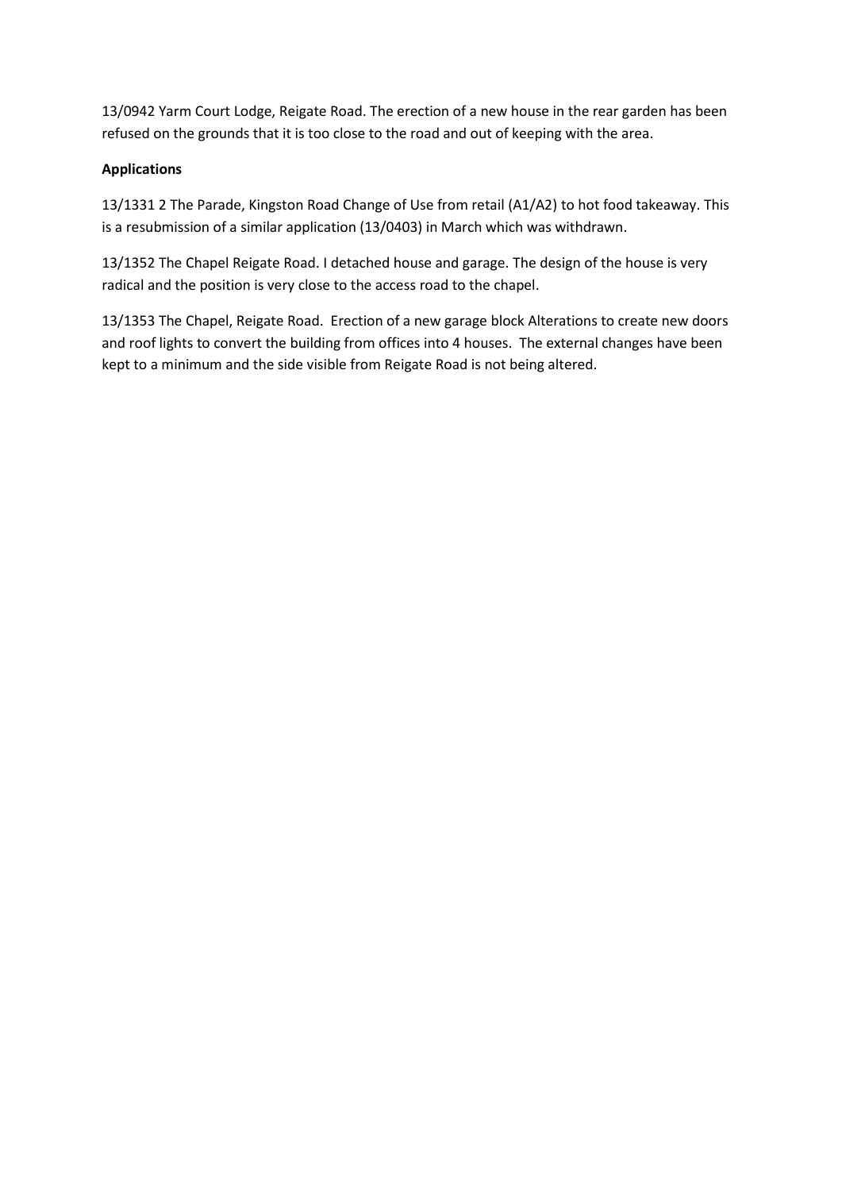13/0942 Yarm Court Lodge, Reigate Road. The erection of a new house in the rear garden has been refused on the grounds that it is too close to the road and out of keeping with the area.

**Applications**

13/1331 2 The Parade, Kingston Road Change of Use from retail (A1/A2) to hot food takeaway. This is a resubmission of a similar application (13/0403) in March which was withdrawn.

13/1352 The Chapel Reigate Road. I detached house and garage. The design of the house is very radical and the position is very close to the access road to the chapel.

13/1353 The Chapel, Reigate Road. Erection of a new garage block Alterations to create new doors and roof lights to convert the building from offices into 4 houses. The external changes have been kept to a minimum and the side visible from Reigate Road is not being altered.